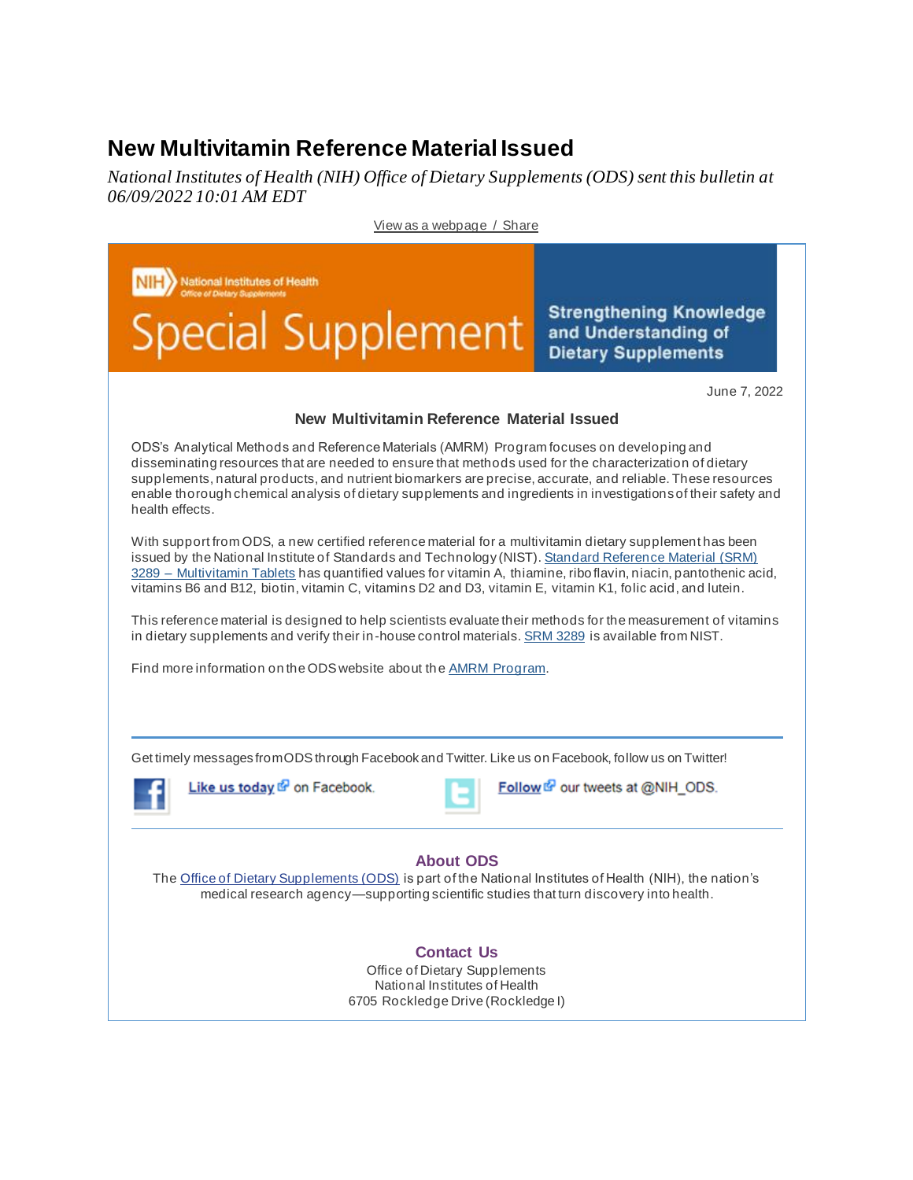# New Multivitamin Reference Material Issued

*National Institutes of Health (NIH) Office of Dietary Supplements (ODS) sent this bulletin at 06/09/2022 10:01 AM EDT*

View as a webpage / Share

NIH National Institutes of Health Office of Dietary Supplements

Special Supplement

Strengthening Knowledge and Understanding of Dietary Supplements

June 7, 2022

### New Multivitamin Reference Material Issued

ODS's Analytical Methods and Reference Materials (AMRM) Program focuses on developing and disseminating resources that are needed to ensure that methods used for the characterization of dietary supplements, natural products, and nutrient biomarkers are precise, accurate, and reliable. These resources enable thorough chemical analysis of dietary supplements and ingredients in investigations of their safety and health effects.

With support from ODS, a new certified reference material for a multivitamin dietary supplement has been issued by the National Institute of Standards and Technology (NIST). Standard Reference Material (SRM) 3289 – Multivitamin Tablets has quantified values for vitamin A, thiamine, riboflavin, niacin, pantothenic acid, vitamins B6 and B12, biotin, vitamin C, vitamins D2 and D3, vitamin E, vitamin K1, folic acid, and lutein.

This reference material is designed to help scientists evaluate their methods for the measurement of vitamins in dietary supplements and verify their in-house control materials. SRM 3289 is available from NIST.

Find more information on the ODS website about the AMRM Program.

---

Get timely messages from ODS through Facebook and Twitter. Like us on Facebook, follow us on Twitter!

Like us today on Facebook.

Follow our tweets at @NIH_ODS.

---

### About ODS

The Office of Dietary Supplements (ODS) is part of the National Institutes of Health (NIH), the nation's medical research agency—supporting scientific studies that turn discovery into health.

### Contact Us

Office of Dietary Supplements
National Institutes of Health
6705 Rockledge Drive (Rockledge I)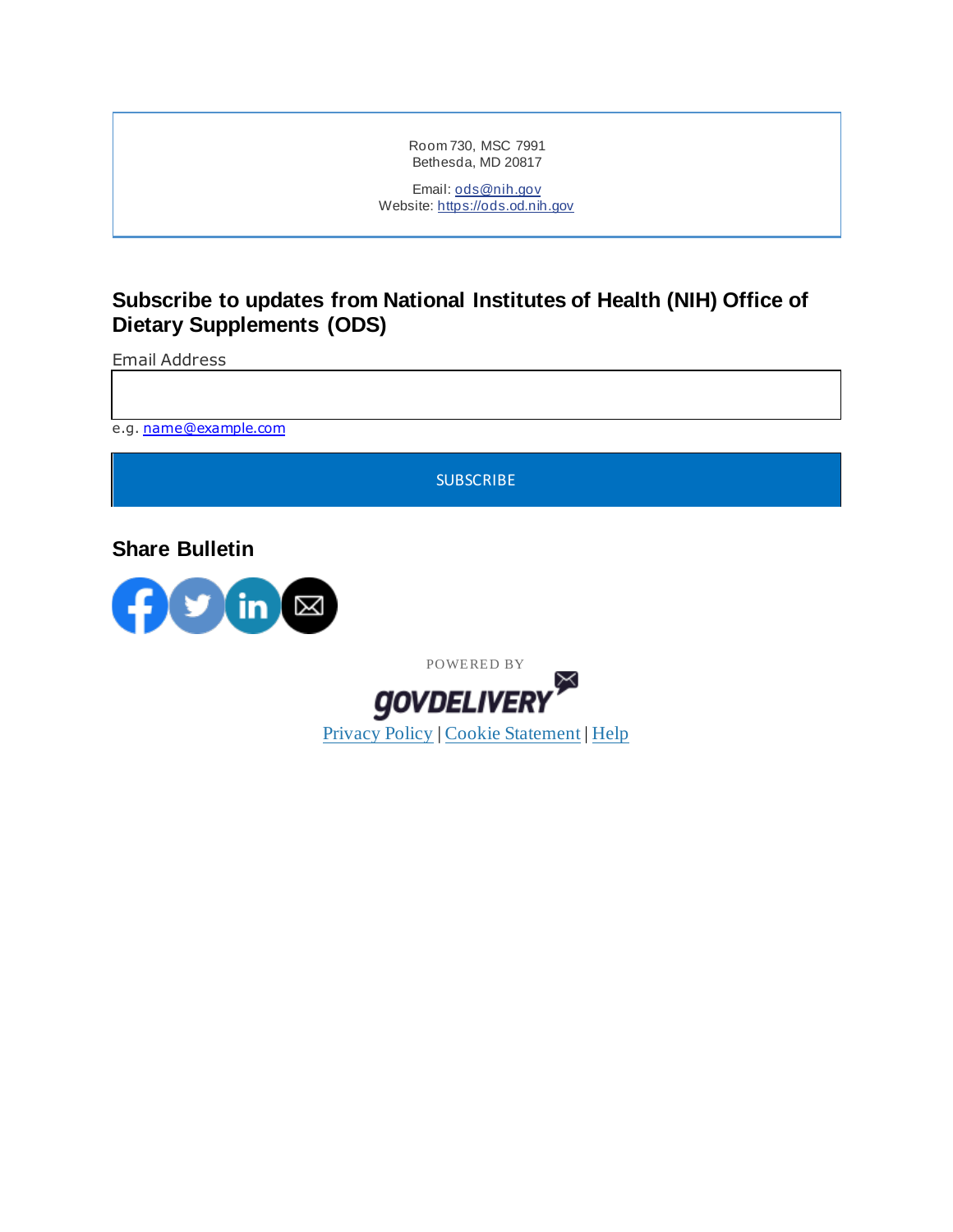Room 730, MSC 7991
Bethesda, MD 20817

Email: ods@nih.gov
Website: https://ods.od.nih.gov

## Subscribe to updates from National Institutes of Health (NIH) Office of Dietary Supplements (ODS)

Email Address

e.g. name@example.com

SUBSCRIBE

## Share Bulletin

POWERED BY

GOVDELIVERY

Privacy Policy | Cookie Statement | Help